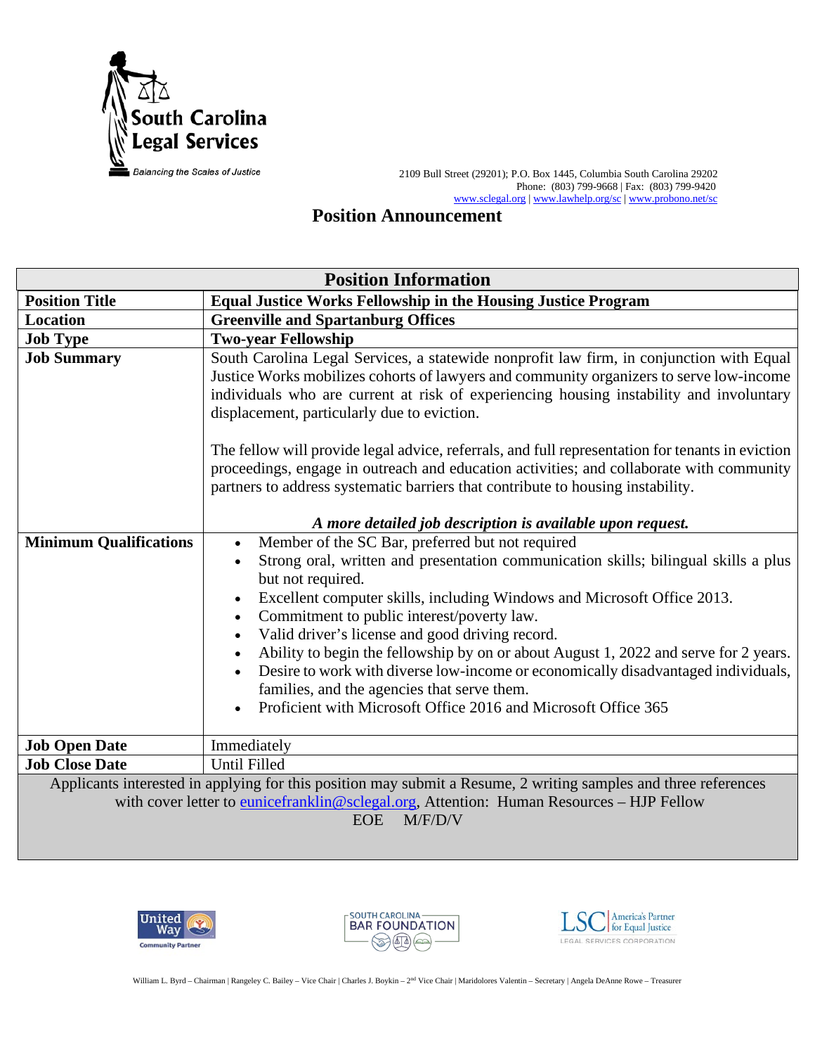South Carolina Legal Services

*Balancing the Scales of Justice*

2109 Bull Street (29201); P.O. Box 1445, Columbia South Carolina 29202
Phone: (803) 799-9668 | Fax: (803) 799-9420
www.sclegal.org | www.lawhelp.org/sc | www.probono.net/sc

# Position Announcement

| Position Information | |
|---|---|
| **Position Title** | **Equal Justice Works Fellowship in the Housing Justice Program** |
| **Location** | **Greenville and Spartanburg Offices** |
| **Job Type** | **Two-year Fellowship** |
| **Job Summary** | South Carolina Legal Services, a statewide nonprofit law firm, in conjunction with Equal Justice Works mobilizes cohorts of lawyers and community organizers to serve low-income individuals who are current at risk of experiencing housing instability and involuntary displacement, particularly due to eviction.<br><br>The fellow will provide legal advice, referrals, and full representation for tenants in eviction proceedings, engage in outreach and education activities; and collaborate with community partners to address systematic barriers that contribute to housing instability.<br><br>***A more detailed job description is available upon request.*** |
| **Minimum Qualifications** | • Member of the SC Bar, preferred but not required<br>• Strong oral, written and presentation communication skills; bilingual skills a plus but not required.<br>• Excellent computer skills, including Windows and Microsoft Office 2013.<br>• Commitment to public interest/poverty law.<br>• Valid driver's license and good driving record.<br>• Ability to begin the fellowship by on or about August 1, 2022 and serve for 2 years.<br>• Desire to work with diverse low-income or economically disadvantaged individuals, families, and the agencies that serve them.<br>• Proficient with Microsoft Office 2016 and Microsoft Office 365 |
| **Job Open Date** | Immediately |
| **Job Close Date** | Until Filled |

Applicants interested in applying for this position may submit a Resume, 2 writing samples and three references with cover letter to eunicefranklin@sclegal.org, Attention: Human Resources – HJP Fellow

EOE M/F/D/V

United Way Community Partner | South Carolina Bar Foundation | LSC America's Partner for Equal Justice – Legal Services Corporation

William L. Byrd – Chairman | Rangeley C. Bailey – Vice Chair | Charles J. Boykin – 2nd Vice Chair | Maridolores Valentin – Secretary | Angela DeAnne Rowe – Treasurer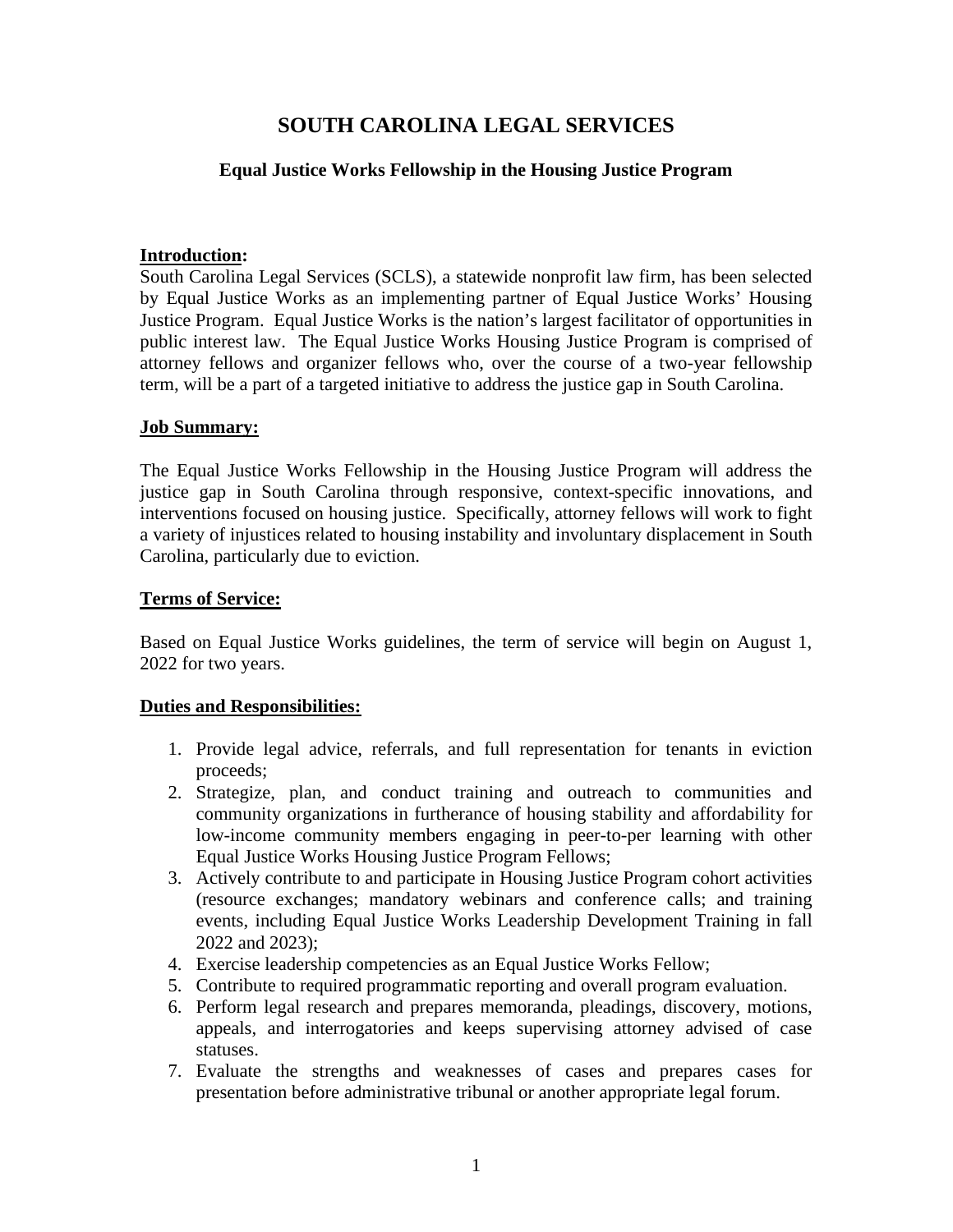# SOUTH CAROLINA LEGAL SERVICES

## Equal Justice Works Fellowship in the Housing Justice Program

**Introduction:**
South Carolina Legal Services (SCLS), a statewide nonprofit law firm, has been selected by Equal Justice Works as an implementing partner of Equal Justice Works' Housing Justice Program. Equal Justice Works is the nation's largest facilitator of opportunities in public interest law. The Equal Justice Works Housing Justice Program is comprised of attorney fellows and organizer fellows who, over the course of a two-year fellowship term, will be a part of a targeted initiative to address the justice gap in South Carolina.

**Job Summary:**

The Equal Justice Works Fellowship in the Housing Justice Program will address the justice gap in South Carolina through responsive, context-specific innovations, and interventions focused on housing justice. Specifically, attorney fellows will work to fight a variety of injustices related to housing instability and involuntary displacement in South Carolina, particularly due to eviction.

**Terms of Service:**

Based on Equal Justice Works guidelines, the term of service will begin on August 1, 2022 for two years.

**Duties and Responsibilities:**

1. Provide legal advice, referrals, and full representation for tenants in eviction proceeds;
2. Strategize, plan, and conduct training and outreach to communities and community organizations in furtherance of housing stability and affordability for low-income community members engaging in peer-to-per learning with other Equal Justice Works Housing Justice Program Fellows;
3. Actively contribute to and participate in Housing Justice Program cohort activities (resource exchanges; mandatory webinars and conference calls; and training events, including Equal Justice Works Leadership Development Training in fall 2022 and 2023);
4. Exercise leadership competencies as an Equal Justice Works Fellow;
5. Contribute to required programmatic reporting and overall program evaluation.
6. Perform legal research and prepares memoranda, pleadings, discovery, motions, appeals, and interrogatories and keeps supervising attorney advised of case statuses.
7. Evaluate the strengths and weaknesses of cases and prepares cases for presentation before administrative tribunal or another appropriate legal forum.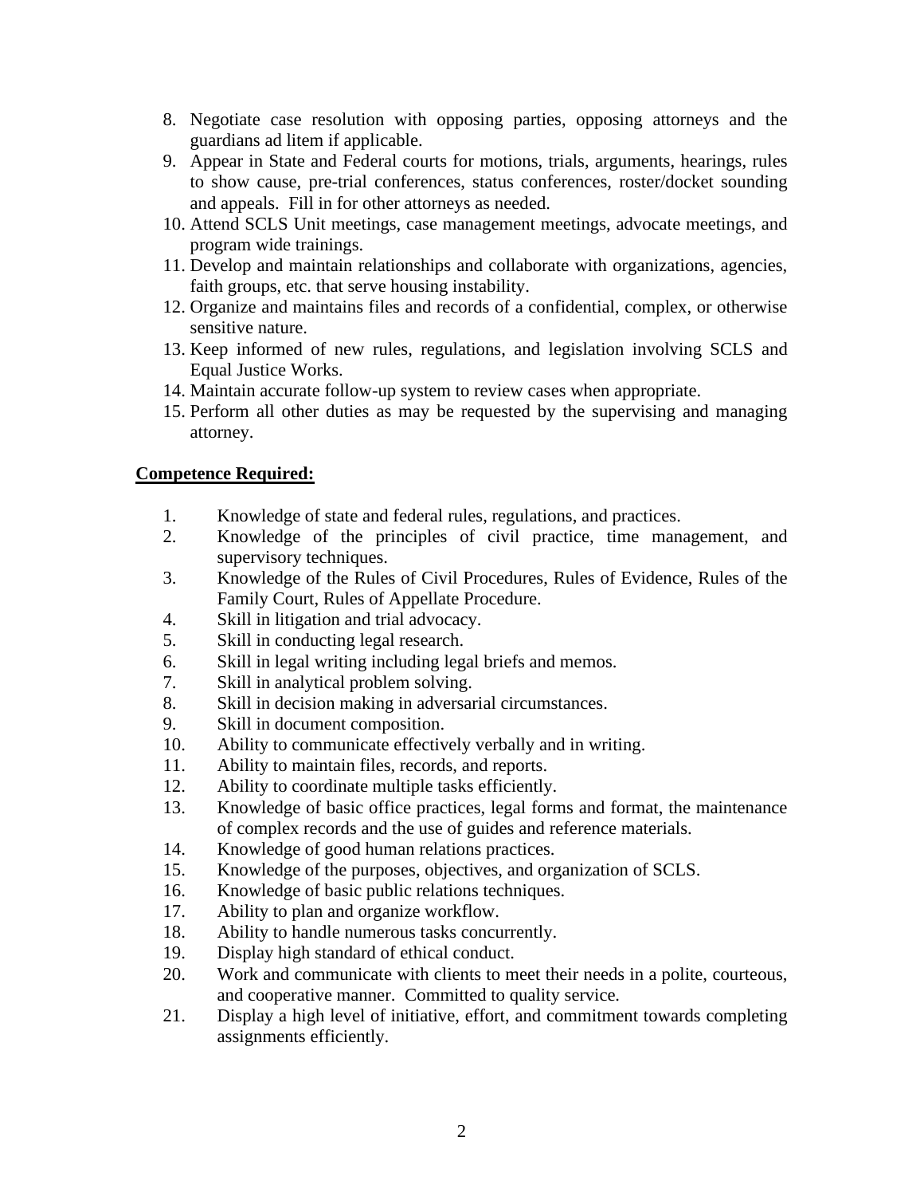8. Negotiate case resolution with opposing parties, opposing attorneys and the guardians ad litem if applicable.
9. Appear in State and Federal courts for motions, trials, arguments, hearings, rules to show cause, pre-trial conferences, status conferences, roster/docket sounding and appeals. Fill in for other attorneys as needed.
10. Attend SCLS Unit meetings, case management meetings, advocate meetings, and program wide trainings.
11. Develop and maintain relationships and collaborate with organizations, agencies, faith groups, etc. that serve housing instability.
12. Organize and maintains files and records of a confidential, complex, or otherwise sensitive nature.
13. Keep informed of new rules, regulations, and legislation involving SCLS and Equal Justice Works.
14. Maintain accurate follow-up system to review cases when appropriate.
15. Perform all other duties as may be requested by the supervising and managing attorney.

**Competence Required:**

1. Knowledge of state and federal rules, regulations, and practices.
2. Knowledge of the principles of civil practice, time management, and supervisory techniques.
3. Knowledge of the Rules of Civil Procedures, Rules of Evidence, Rules of the Family Court, Rules of Appellate Procedure.
4. Skill in litigation and trial advocacy.
5. Skill in conducting legal research.
6. Skill in legal writing including legal briefs and memos.
7. Skill in analytical problem solving.
8. Skill in decision making in adversarial circumstances.
9. Skill in document composition.
10. Ability to communicate effectively verbally and in writing.
11. Ability to maintain files, records, and reports.
12. Ability to coordinate multiple tasks efficiently.
13. Knowledge of basic office practices, legal forms and format, the maintenance of complex records and the use of guides and reference materials.
14. Knowledge of good human relations practices.
15. Knowledge of the purposes, objectives, and organization of SCLS.
16. Knowledge of basic public relations techniques.
17. Ability to plan and organize workflow.
18. Ability to handle numerous tasks concurrently.
19. Display high standard of ethical conduct.
20. Work and communicate with clients to meet their needs in a polite, courteous, and cooperative manner. Committed to quality service.
21. Display a high level of initiative, effort, and commitment towards completing assignments efficiently.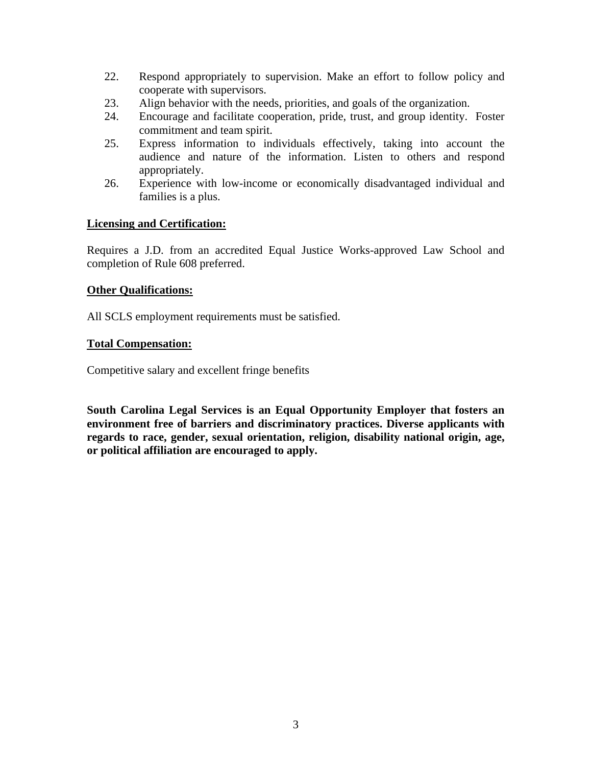22. Respond appropriately to supervision. Make an effort to follow policy and cooperate with supervisors.
23. Align behavior with the needs, priorities, and goals of the organization.
24. Encourage and facilitate cooperation, pride, trust, and group identity. Foster commitment and team spirit.
25. Express information to individuals effectively, taking into account the audience and nature of the information. Listen to others and respond appropriately.
26. Experience with low-income or economically disadvantaged individual and families is a plus.

**<u>Licensing and Certification:</u>**

Requires a J.D. from an accredited Equal Justice Works-approved Law School and completion of Rule 608 preferred.

**<u>Other Qualifications:</u>**

All SCLS employment requirements must be satisfied.

**<u>Total Compensation:</u>**

Competitive salary and excellent fringe benefits

**South Carolina Legal Services is an Equal Opportunity Employer that fosters an environment free of barriers and discriminatory practices. Diverse applicants with regards to race, gender, sexual orientation, religion, disability national origin, age, or political affiliation are encouraged to apply.**